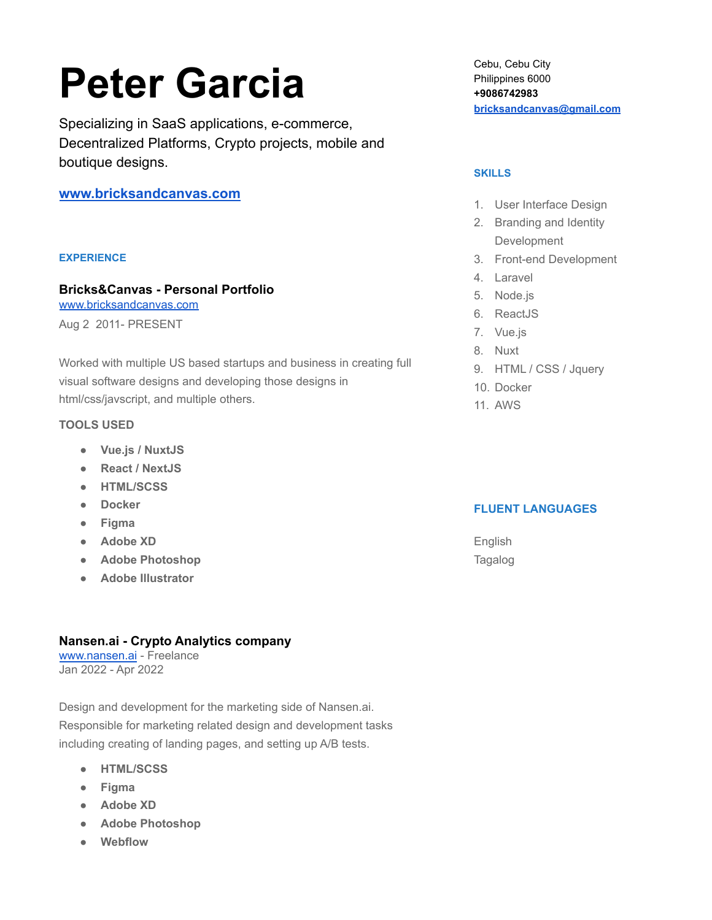# Peter Garcia

Specializing in SaaS applications, e-commerce, Decentralized Platforms, Crypto projects, mobile and boutique designs.

**[www.bricksandcanvas.com](http://www.bricksandcanvas.com)**

Cebu, Cebu City
Philippines 6000
**+9086742983**
**[bricksandcanvas@gmail.com](mailto:bricksandcanvas@gmail.com)**

## SKILLS

1. User Interface Design
2. Branding and Identity Development
3. Front-end Development
4. Laravel
5. Node.js
6. ReactJS
7. Vue.js
8. Nuxt
9. HTML / CSS / Jquery
10. Docker
11. AWS

## FLUENT LANGUAGES

English
Tagalog

## EXPERIENCE

### Bricks&Canvas - Personal Portfolio

[www.bricksandcanvas.com](http://www.bricksandcanvas.com)
Aug 2 2011- PRESENT

Worked with multiple US based startups and business in creating full visual software designs and developing those designs in html/css/javscript, and multiple others.

**TOOLS USED**

- **Vue.js / NuxtJS**
- **React / NextJS**
- **HTML/SCSS**
- **Docker**
- **Figma**
- **Adobe XD**
- **Adobe Photoshop**
- **Adobe Illustrator**

### Nansen.ai - Crypto Analytics company

[www.nansen.ai](http://www.nansen.ai) - Freelance
Jan 2022 - Apr 2022

Design and development for the marketing side of Nansen.ai. Responsible for marketing related design and development tasks including creating of landing pages, and setting up A/B tests.

- **HTML/SCSS**
- **Figma**
- **Adobe XD**
- **Adobe Photoshop**
- **Webflow**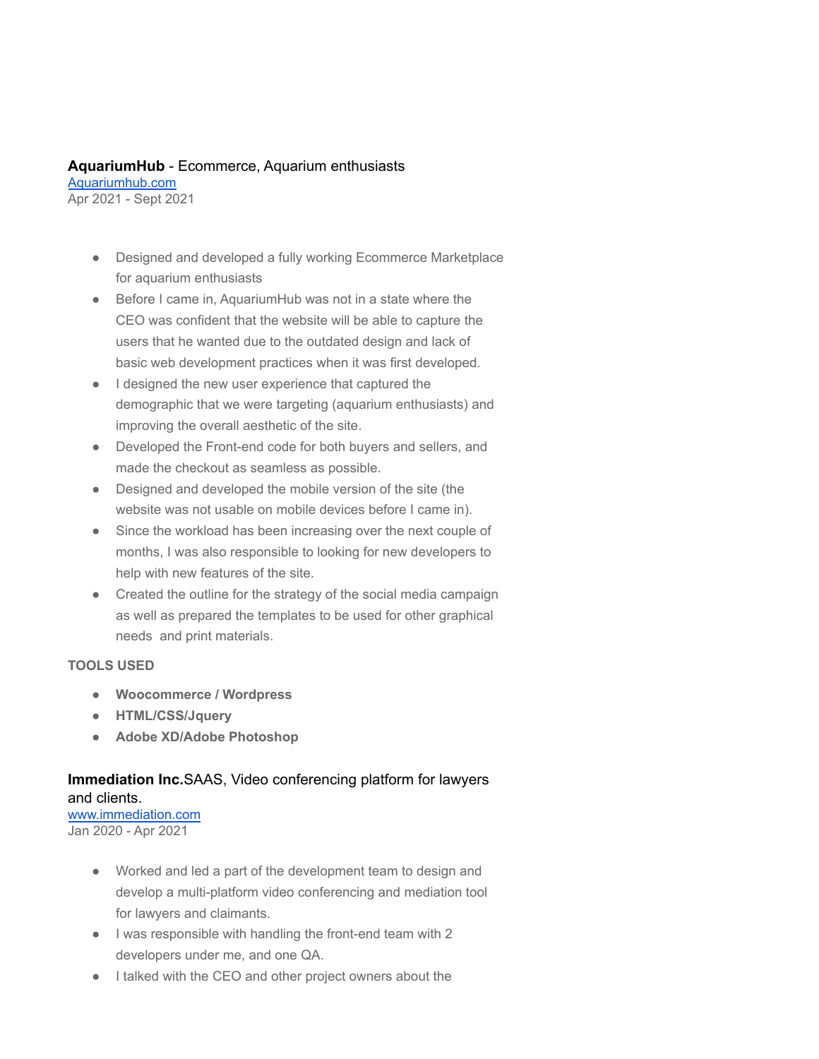**AquariumHub** - Ecommerce, Aquarium enthusiasts
[Aquariumhub.com](Aquariumhub.com)
Apr 2021 - Sept 2021

- Designed and developed a fully working Ecommerce Marketplace for aquarium enthusiasts
- Before I came in, AquariumHub was not in a state where the CEO was confident that the website will be able to capture the users that he wanted due to the outdated design and lack of basic web development practices when it was first developed.
- I designed the new user experience that captured the demographic that we were targeting (aquarium enthusiasts) and improving the overall aesthetic of the site.
- Developed the Front-end code for both buyers and sellers, and made the checkout as seamless as possible.
- Designed and developed the mobile version of the site (the website was not usable on mobile devices before I came in).
- Since the workload has been increasing over the next couple of months, I was also responsible to looking for new developers to help with new features of the site.
- Created the outline for the strategy of the social media campaign as well as prepared the templates to be used for other graphical needs and print materials.

**TOOLS USED**

- **Woocommerce / Wordpress**
- **HTML/CSS/Jquery**
- **Adobe XD/Adobe Photoshop**

**Immediation Inc.**SAAS, Video conferencing platform for lawyers and clients.
[www.immediation.com](www.immediation.com)
Jan 2020 - Apr 2021

- Worked and led a part of the development team to design and develop a multi-platform video conferencing and mediation tool for lawyers and claimants.
- I was responsible with handling the front-end team with 2 developers under me, and one QA.
- I talked with the CEO and other project owners about the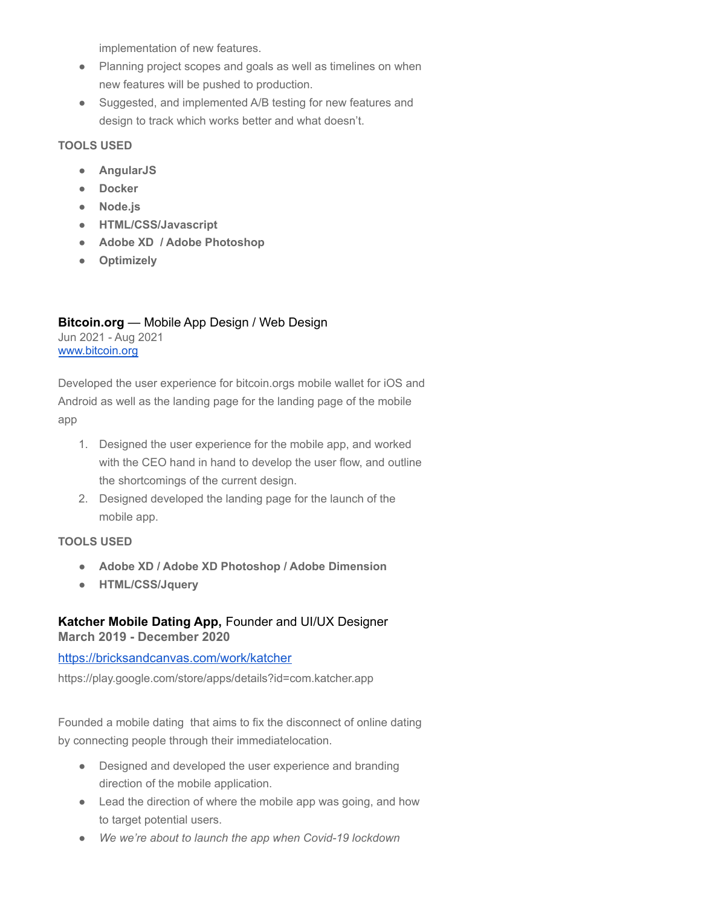implementation of new features.

- Planning project scopes and goals as well as timelines on when new features will be pushed to production.
- Suggested, and implemented A/B testing for new features and design to track which works better and what doesn't.

**TOOLS USED**

- **AngularJS**
- **Docker**
- **Node.js**
- **HTML/CSS/Javascript**
- **Adobe XD / Adobe Photoshop**
- **Optimizely**

**Bitcoin.org** — Mobile App Design / Web Design
Jun 2021 - Aug 2021
[www.bitcoin.org](www.bitcoin.org)

Developed the user experience for bitcoin.orgs mobile wallet for iOS and Android as well as the landing page for the landing page of the mobile app

1. Designed the user experience for the mobile app, and worked with the CEO hand in hand to develop the user flow, and outline the shortcomings of the current design.
2. Designed developed the landing page for the launch of the mobile app.

**TOOLS USED**

- **Adobe XD / Adobe XD Photoshop / Adobe Dimension**
- **HTML/CSS/Jquery**

**Katcher Mobile Dating App,** Founder and UI/UX Designer
**March 2019 - December 2020**

[https://bricksandcanvas.com/work/katcher](https://bricksandcanvas.com/work/katcher)

https://play.google.com/store/apps/details?id=com.katcher.app

Founded a mobile dating that aims to fix the disconnect of online dating by connecting people through their immediatelocation.

- Designed and developed the user experience and branding direction of the mobile application.
- Lead the direction of where the mobile app was going, and how to target potential users.
- *We we're about to launch the app when Covid-19 lockdown*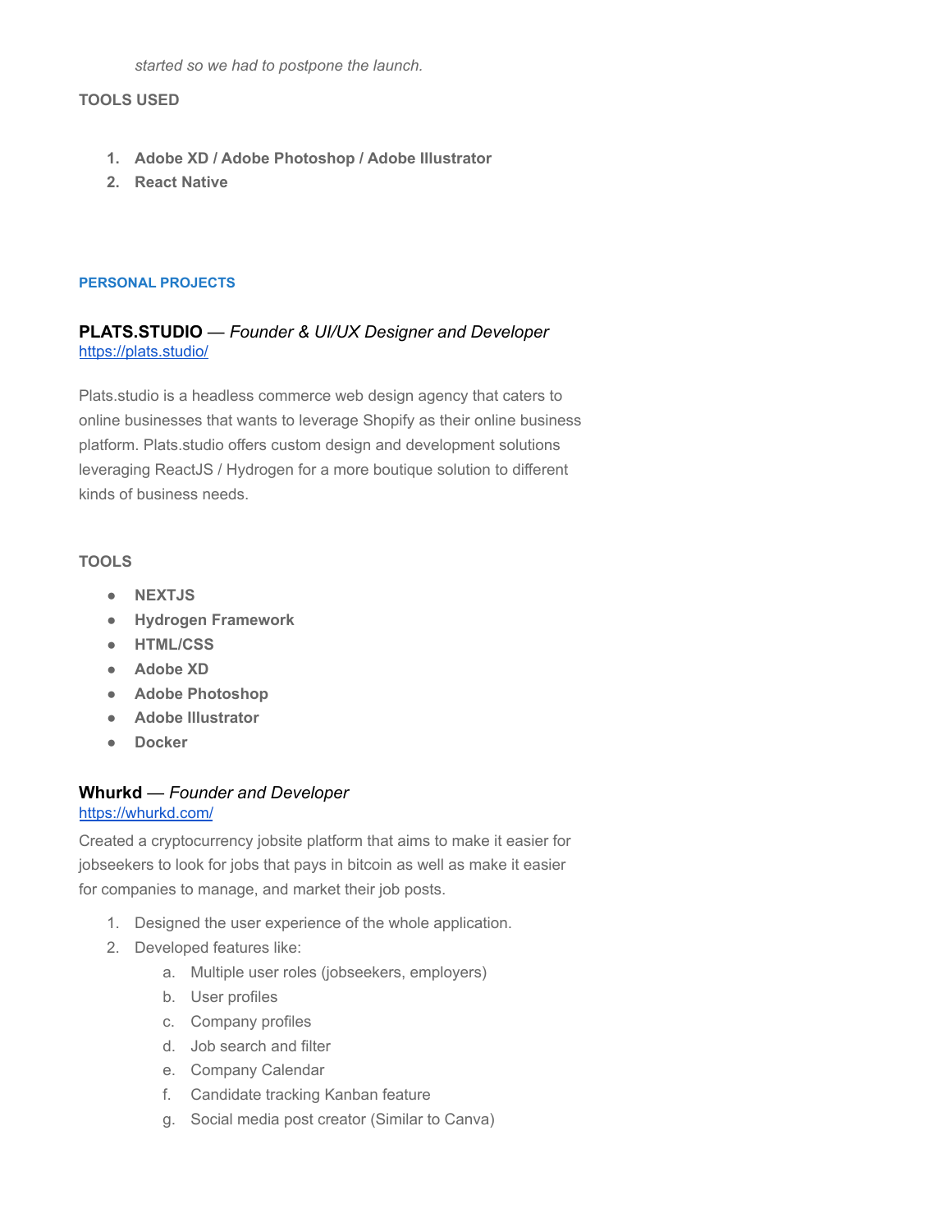*started so we had to postpone the launch.*

**TOOLS USED**

1. **Adobe XD / Adobe Photoshop / Adobe Illustrator**
2. **React Native**

## PERSONAL PROJECTS

### **PLATS.STUDIO** — *Founder & UI/UX Designer and Developer*

https://plats.studio/

Plats.studio is a headless commerce web design agency that caters to online businesses that wants to leverage Shopify as their online business platform. Plats.studio offers custom design and development solutions leveraging ReactJS / Hydrogen for a more boutique solution to different kinds of business needs.

**TOOLS**

- **NEXTJS**
- **Hydrogen Framework**
- **HTML/CSS**
- **Adobe XD**
- **Adobe Photoshop**
- **Adobe Illustrator**
- **Docker**

### **Whurkd** — *Founder and Developer*

https://whurkd.com/

Created a cryptocurrency jobsite platform that aims to make it easier for jobseekers to look for jobs that pays in bitcoin as well as make it easier for companies to manage, and market their job posts.

1. Designed the user experience of the whole application.
2. Developed features like:
   a. Multiple user roles (jobseekers, employers)
   b. User profiles
   c. Company profiles
   d. Job search and filter
   e. Company Calendar
   f. Candidate tracking Kanban feature
   g. Social media post creator (Similar to Canva)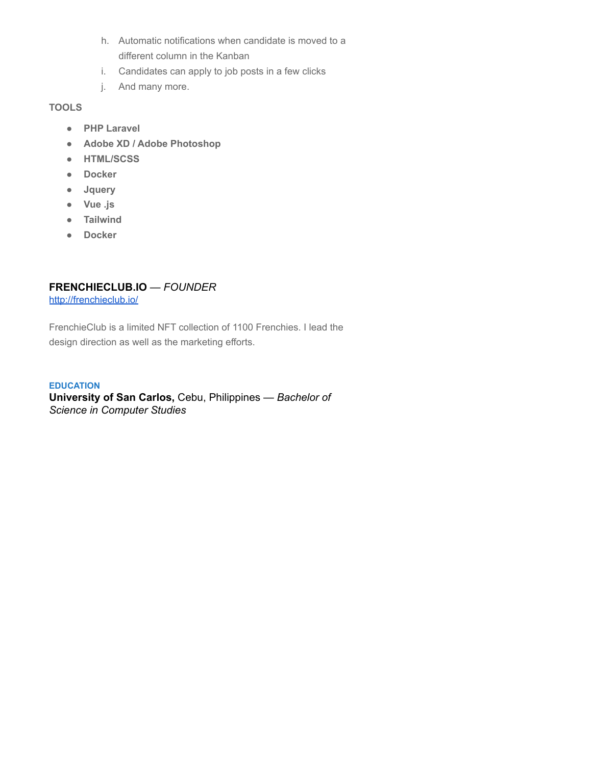h. Automatic notifications when candidate is moved to a different column in the Kanban
i. Candidates can apply to job posts in a few clicks
j. And many more.

**TOOLS**

- **PHP Laravel**
- **Adobe XD / Adobe Photoshop**
- **HTML/SCSS**
- **Docker**
- **Jquery**
- **Vue .js**
- **Tailwind**
- **Docker**

### **FRENCHIECLUB.IO** — *FOUNDER*

[http://frenchieclub.io/](http://frenchieclub.io/)

FrenchieClub is a limited NFT collection of 1100 Frenchies. I lead the design direction as well as the marketing efforts.

## **EDUCATION**

**University of San Carlos,** Cebu, Philippines — *Bachelor of Science in Computer Studies*